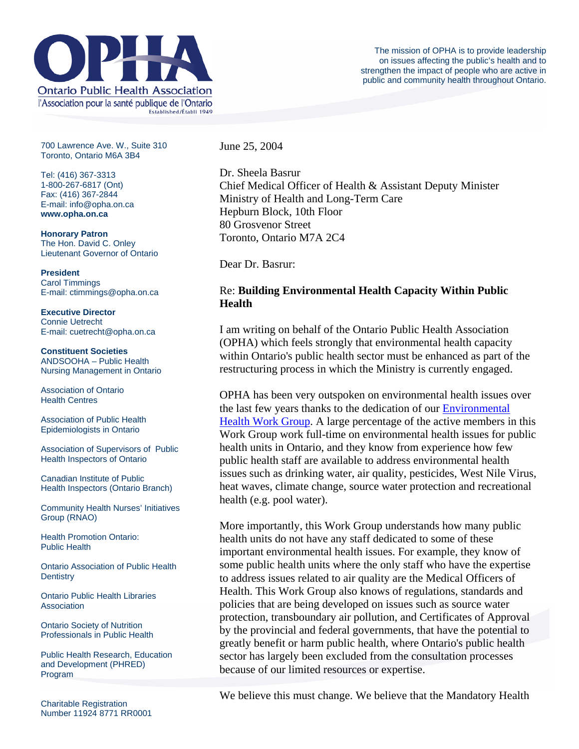# OPHA

Ontario Public Health Association

l'Association pour la santé publique de l'Ontario

Established/Établi 1949

The mission of OPHA is to provide leadership on issues affecting the public's health and to strengthen the impact of people who are active in public and community health throughout Ontario.

700 Lawrence Ave. W., Suite 310
Toronto, Ontario M6A 3B4

Tel: (416) 367-3313
1-800-267-6817 (Ont)
Fax: (416) 367-2844
E-mail: info@opha.on.ca
**www.opha.on.ca**

**Honorary Patron**
The Hon. David C. Onley
Lieutenant Governor of Ontario

**President**
Carol Timmings
E-mail: ctimmings@opha.on.ca

**Executive Director**
Connie Uetrecht
E-mail: cuetrecht@opha.on.ca

**Constituent Societies**

ANDSOOHA – Public Health Nursing Management in Ontario

Association of Ontario Health Centres

Association of Public Health Epidemiologists in Ontario

Association of Supervisors of Public Health Inspectors of Ontario

Canadian Institute of Public Health Inspectors (Ontario Branch)

Community Health Nurses' Initiatives Group (RNAO)

Health Promotion Ontario: Public Health

Ontario Association of Public Health Dentistry

Ontario Public Health Libraries Association

Ontario Society of Nutrition Professionals in Public Health

Public Health Research, Education and Development (PHRED) Program

Charitable Registration Number 11924 8771 RR0001

---

June 25, 2004

Dr. Sheela Basrur
Chief Medical Officer of Health & Assistant Deputy Minister
Ministry of Health and Long-Term Care
Hepburn Block, 10th Floor
80 Grosvenor Street
Toronto, Ontario M7A 2C4

Dear Dr. Basrur:

Re: **Building Environmental Health Capacity Within Public Health**

I am writing on behalf of the Ontario Public Health Association (OPHA) which feels strongly that environmental health capacity within Ontario's public health sector must be enhanced as part of the restructuring process in which the Ministry is currently engaged.

OPHA has been very outspoken on environmental health issues over the last few years thanks to the dedication of our Environmental Health Work Group. A large percentage of the active members in this Work Group work full-time on environmental health issues for public health units in Ontario, and they know from experience how few public health staff are available to address environmental health issues such as drinking water, air quality, pesticides, West Nile Virus, heat waves, climate change, source water protection and recreational health (e.g. pool water).

More importantly, this Work Group understands how many public health units do not have any staff dedicated to some of these important environmental health issues. For example, they know of some public health units where the only staff who have the expertise to address issues related to air quality are the Medical Officers of Health. This Work Group also knows of regulations, standards and policies that are being developed on issues such as source water protection, transboundary air pollution, and Certificates of Approval by the provincial and federal governments, that have the potential to greatly benefit or harm public health, where Ontario's public health sector has largely been excluded from the consultation processes because of our limited resources or expertise.

We believe this must change. We believe that the Mandatory Health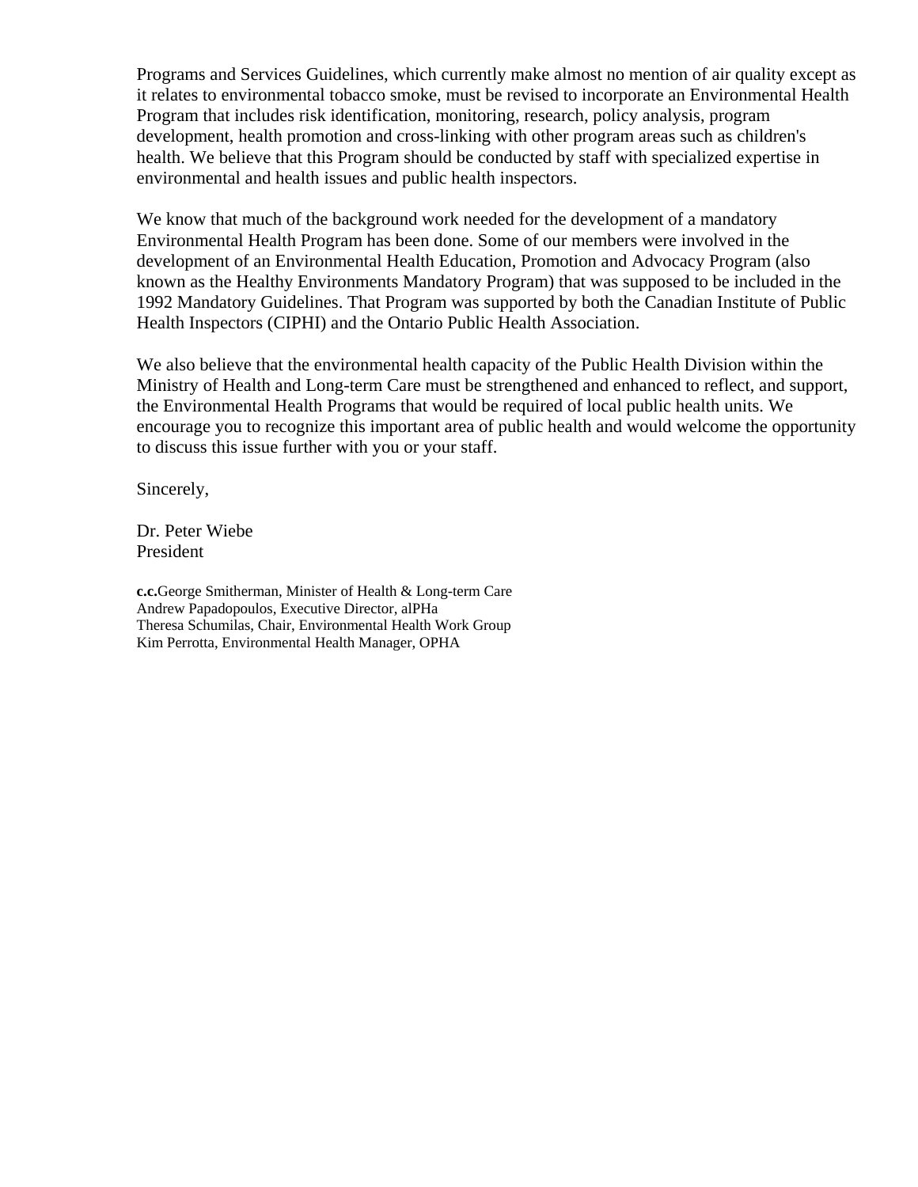Programs and Services Guidelines, which currently make almost no mention of air quality except as it relates to environmental tobacco smoke, must be revised to incorporate an Environmental Health Program that includes risk identification, monitoring, research, policy analysis, program development, health promotion and cross-linking with other program areas such as children's health. We believe that this Program should be conducted by staff with specialized expertise in environmental and health issues and public health inspectors.

We know that much of the background work needed for the development of a mandatory Environmental Health Program has been done. Some of our members were involved in the development of an Environmental Health Education, Promotion and Advocacy Program (also known as the Healthy Environments Mandatory Program) that was supposed to be included in the 1992 Mandatory Guidelines. That Program was supported by both the Canadian Institute of Public Health Inspectors (CIPHI) and the Ontario Public Health Association.

We also believe that the environmental health capacity of the Public Health Division within the Ministry of Health and Long-term Care must be strengthened and enhanced to reflect, and support, the Environmental Health Programs that would be required of local public health units. We encourage you to recognize this important area of public health and would welcome the opportunity to discuss this issue further with you or your staff.

Sincerely,

Dr. Peter Wiebe  
President

**c.c.**George Smitherman, Minister of Health & Long-term Care  
Andrew Papadopoulos, Executive Director, alPHa  
Theresa Schumilas, Chair, Environmental Health Work Group  
Kim Perrotta, Environmental Health Manager, OPHA